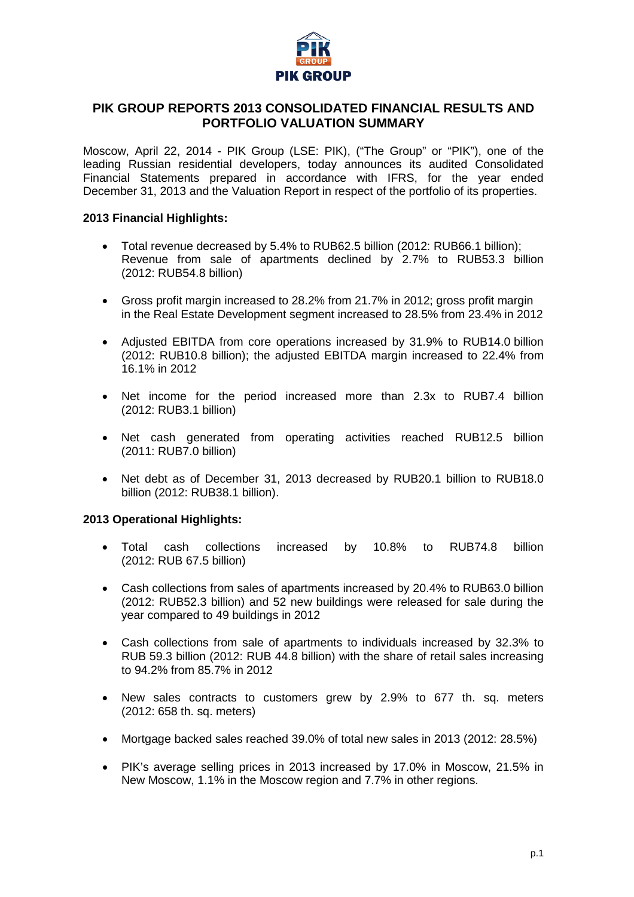# PIK GROUP REPORTS 2013 CONSOLIDATED FINANCIAL RESULTS AND PORTFOLIO VALUATION SUMMARY

Moscow, April 22, 2014 - PIK Group (LSE: PIK), ("The Group" or "PIK"), one of the leading Russian residential developers, today announces its audited Consolidated Financial Statements prepared in accordance with IFRS, for the year ended December 31, 2013 and the Valuation Report in respect of the portfolio of its properties.

**2013 Financial Highlights:**

- Total revenue decreased by 5.4% to RUB62.5 billion (2012: RUB66.1 billion); Revenue from sale of apartments declined by 2.7% to RUB53.3 billion (2012: RUB54.8 billion)
- Gross profit margin increased to 28.2% from 21.7% in 2012; gross profit margin in the Real Estate Development segment increased to 28.5% from 23.4% in 2012
- Adjusted EBITDA from core operations increased by 31.9% to RUB14.0 billion (2012: RUB10.8 billion); the adjusted EBITDA margin increased to 22.4% from 16.1% in 2012
- Net income for the period increased more than 2.3x to RUB7.4 billion (2012: RUB3.1 billion)
- Net cash generated from operating activities reached RUB12.5 billion (2011: RUB7.0 billion)
- Net debt as of December 31, 2013 decreased by RUB20.1 billion to RUB18.0 billion (2012: RUB38.1 billion).

**2013 Operational Highlights:**

- Total cash collections increased by 10.8% to RUB74.8 billion (2012: RUB 67.5 billion)
- Cash collections from sales of apartments increased by 20.4% to RUB63.0 billion (2012: RUB52.3 billion) and 52 new buildings were released for sale during the year compared to 49 buildings in 2012
- Cash collections from sale of apartments to individuals increased by 32.3% to RUB 59.3 billion (2012: RUB 44.8 billion) with the share of retail sales increasing to 94.2% from 85.7% in 2012
- New sales contracts to customers grew by 2.9% to 677 th. sq. meters (2012: 658 th. sq. meters)
- Mortgage backed sales reached 39.0% of total new sales in 2013 (2012: 28.5%)
- PIK's average selling prices in 2013 increased by 17.0% in Moscow, 21.5% in New Moscow, 1.1% in the Moscow region and 7.7% in other regions.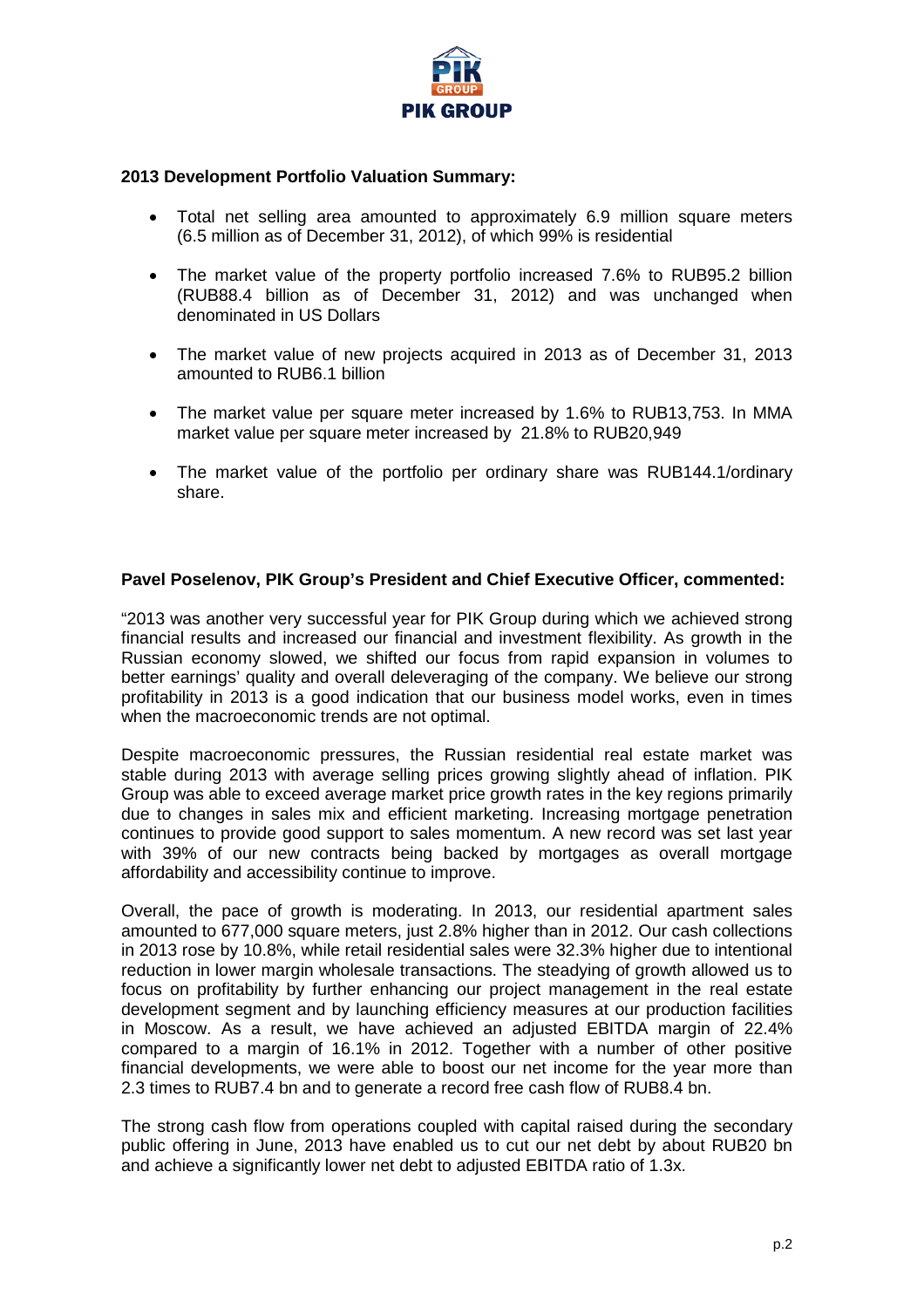**2013 Development Portfolio Valuation Summary:**

- Total net selling area amounted to approximately 6.9 million square meters (6.5 million as of December 31, 2012), of which 99% is residential
- The market value of the property portfolio increased 7.6% to RUB95.2 billion (RUB88.4 billion as of December 31, 2012) and was unchanged when denominated in US Dollars
- The market value of new projects acquired in 2013 as of December 31, 2013 amounted to RUB6.1 billion
- The market value per square meter increased by 1.6% to RUB13,753. In MMA market value per square meter increased by 21.8% to RUB20,949
- The market value of the portfolio per ordinary share was RUB144.1/ordinary share.

**Pavel Poselenov, PIK Group's President and Chief Executive Officer, commented:**

"2013 was another very successful year for PIK Group during which we achieved strong financial results and increased our financial and investment flexibility. As growth in the Russian economy slowed, we shifted our focus from rapid expansion in volumes to better earnings' quality and overall deleveraging of the company. We believe our strong profitability in 2013 is a good indication that our business model works, even in times when the macroeconomic trends are not optimal.

Despite macroeconomic pressures, the Russian residential real estate market was stable during 2013 with average selling prices growing slightly ahead of inflation. PIK Group was able to exceed average market price growth rates in the key regions primarily due to changes in sales mix and efficient marketing. Increasing mortgage penetration continues to provide good support to sales momentum. A new record was set last year with 39% of our new contracts being backed by mortgages as overall mortgage affordability and accessibility continue to improve.

Overall, the pace of growth is moderating. In 2013, our residential apartment sales amounted to 677,000 square meters, just 2.8% higher than in 2012. Our cash collections in 2013 rose by 10.8%, while retail residential sales were 32.3% higher due to intentional reduction in lower margin wholesale transactions. The steadying of growth allowed us to focus on profitability by further enhancing our project management in the real estate development segment and by launching efficiency measures at our production facilities in Moscow. As a result, we have achieved an adjusted EBITDA margin of 22.4% compared to a margin of 16.1% in 2012. Together with a number of other positive financial developments, we were able to boost our net income for the year more than 2.3 times to RUB7.4 bn and to generate a record free cash flow of RUB8.4 bn.

The strong cash flow from operations coupled with capital raised during the secondary public offering in June, 2013 have enabled us to cut our net debt by about RUB20 bn and achieve a significantly lower net debt to adjusted EBITDA ratio of 1.3x.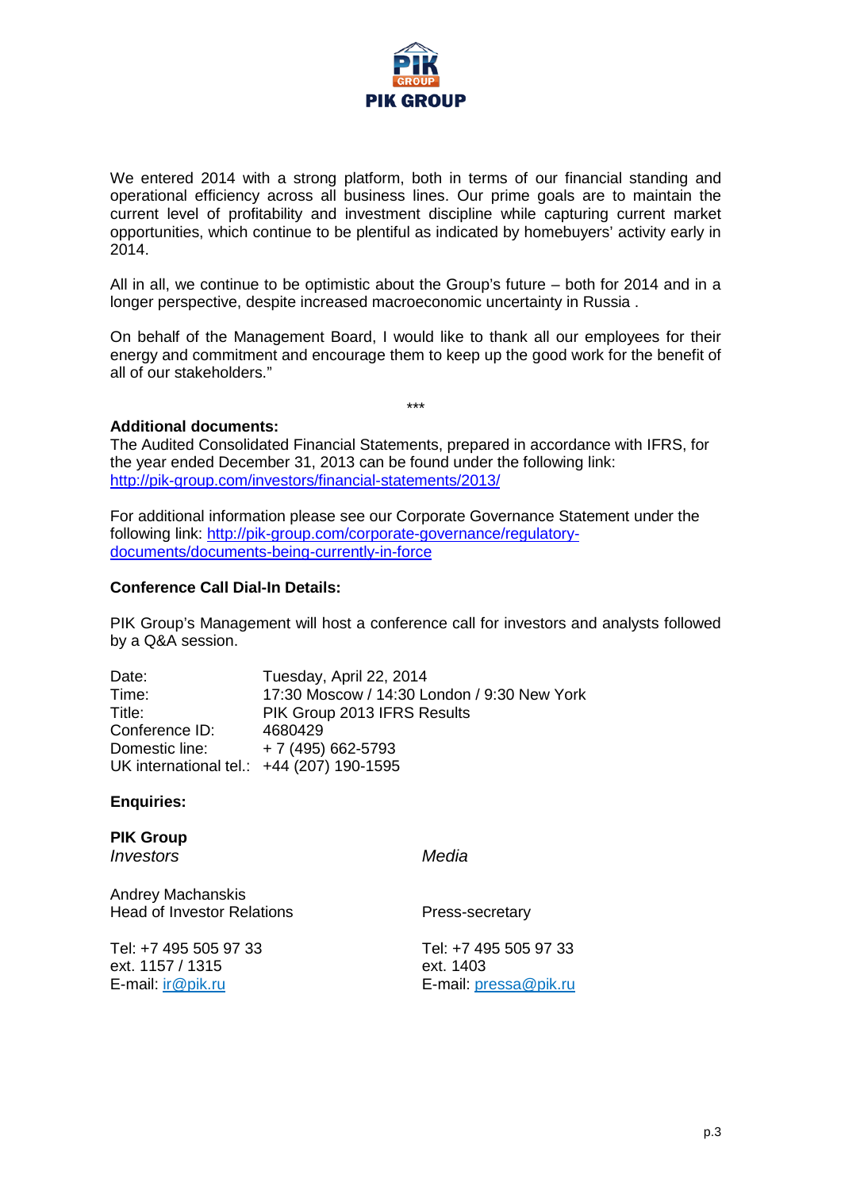We entered 2014 with a strong platform, both in terms of our financial standing and operational efficiency across all business lines. Our prime goals are to maintain the current level of profitability and investment discipline while capturing current market opportunities, which continue to be plentiful as indicated by homebuyers' activity early in 2014.

All in all, we continue to be optimistic about the Group's future – both for 2014 and in a longer perspective, despite increased macroeconomic uncertainty in Russia .

On behalf of the Management Board, I would like to thank all our employees for their energy and commitment and encourage them to keep up the good work for the benefit of all of our stakeholders."

\*\*\*

**Additional documents:**
The Audited Consolidated Financial Statements, prepared in accordance with IFRS, for the year ended December 31, 2013 can be found under the following link: [http://pik-group.com/investors/financial-statements/2013/](http://pik-group.com/investors/financial-statements/2013/)

For additional information please see our Corporate Governance Statement under the following link: [http://pik-group.com/corporate-governance/regulatory-documents/documents-being-currently-in-force](http://pik-group.com/corporate-governance/regulatory-documents/documents-being-currently-in-force)

**Conference Call Dial-In Details:**

PIK Group's Management will host a conference call for investors and analysts followed by a Q&A session.

| | |
|---|---|
| Date: | Tuesday, April 22, 2014 |
| Time: | 17:30 Moscow / 14:30 London / 9:30 New York |
| Title: | PIK Group 2013 IFRS Results |
| Conference ID: | 4680429 |
| Domestic line: | + 7 (495) 662-5793 |
| UK international tel.: | +44 (207) 190-1595 |

**Enquiries:**

**PIK Group**

*Investors*

Andrey Machanskis
Head of Investor Relations

Tel: +7 495 505 97 33
ext. 1157 / 1315
E-mail: [ir@pik.ru](mailto:ir@pik.ru)

*Media*

Press-secretary

Tel: +7 495 505 97 33
ext. 1403
E-mail: [pressa@pik.ru](mailto:pressa@pik.ru)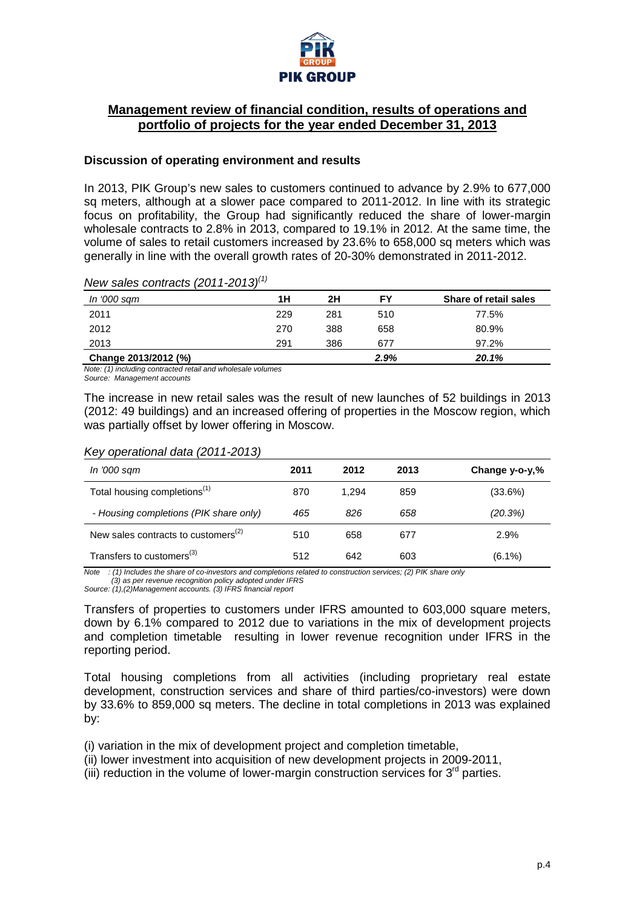PIK GROUP

## Management review of financial condition, results of operations and portfolio of projects for the year ended December 31, 2013

### Discussion of operating environment and results

In 2013, PIK Group's new sales to customers continued to advance by 2.9% to 677,000 sq meters, although at a slower pace compared to 2011-2012. In line with its strategic focus on profitability, the Group had significantly reduced the share of lower-margin wholesale contracts to 2.8% in 2013, compared to 19.1% in 2012. At the same time, the volume of sales to retail customers increased by 23.6% to 658,000 sq meters which was generally in line with the overall growth rates of 20-30% demonstrated in 2011-2012.

*New sales contracts (2011-2013)*[(1)]

| *In '000 sqm* | 1H | 2H | FY | Share of retail sales |
|---|---|---|---|---|
| 2011 | 229 | 281 | 510 | 77.5% |
| 2012 | 270 | 388 | 658 | 80.9% |
| 2013 | 291 | 386 | 677 | 97.2% |
| **Change 2013/2012 (%)** | | | ***2.9%*** | ***20.1%*** |

*Note: (1) including contracted retail and wholesale volumes*
*Source: Management accounts*

The increase in new retail sales was the result of new launches of 52 buildings in 2013 (2012: 49 buildings) and an increased offering of properties in the Moscow region, which was partially offset by lower offering in Moscow.

*Key operational data (2011-2013)*

| *In '000 sqm* | 2011 | 2012 | 2013 | Change y-o-y,% |
|---|---|---|---|---|
| Total housing completions[(1)] | 870 | 1,294 | 859 | (33.6%) |
| *- Housing completions (PIK share only)* | *465* | *826* | *658* | *(20.3%)* |
| New sales contracts to customers[(2)] | 510 | 658 | 677 | 2.9% |
| Transfers to customers[(3)] | 512 | 642 | 603 | (6.1%) |

*Note : (1) Includes the share of co-investors and completions related to construction services; (2) PIK share only*
*(3) as per revenue recognition policy adopted under IFRS*
*Source: (1),(2)Management accounts. (3) IFRS financial report*

Transfers of properties to customers under IFRS amounted to 603,000 square meters, down by 6.1% compared to 2012 due to variations in the mix of development projects and completion timetable resulting in lower revenue recognition under IFRS in the reporting period.

Total housing completions from all activities (including proprietary real estate development, construction services and share of third parties/co-investors) were down by 33.6% to 859,000 sq meters. The decline in total completions in 2013 was explained by:

(i) variation in the mix of development project and completion timetable,
(ii) lower investment into acquisition of new development projects in 2009-2011,
(iii) reduction in the volume of lower-margin construction services for 3rd parties.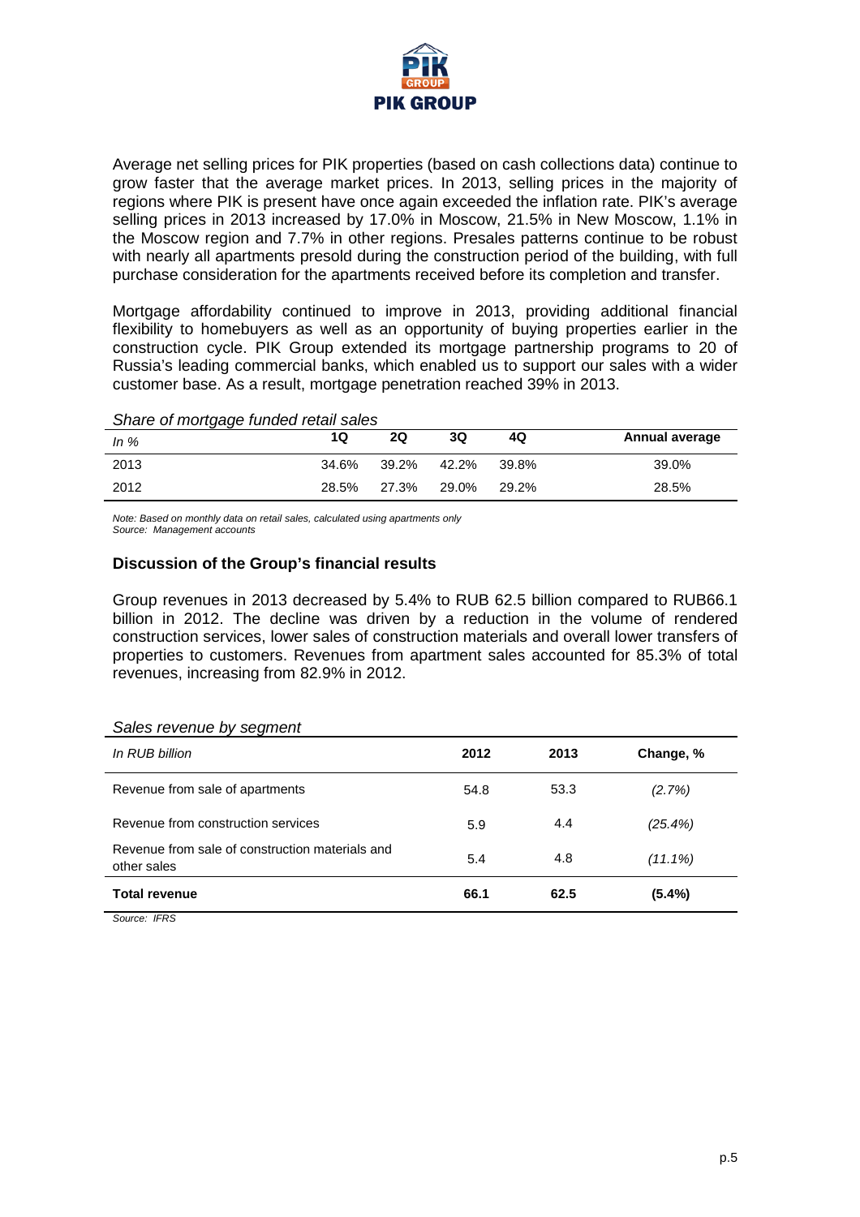Average net selling prices for PIK properties (based on cash collections data) continue to grow faster that the average market prices. In 2013, selling prices in the majority of regions where PIK is present have once again exceeded the inflation rate. PIK's average selling prices in 2013 increased by 17.0% in Moscow, 21.5% in New Moscow, 1.1% in the Moscow region and 7.7% in other regions. Presales patterns continue to be robust with nearly all apartments presold during the construction period of the building, with full purchase consideration for the apartments received before its completion and transfer.

Mortgage affordability continued to improve in 2013, providing additional financial flexibility to homebuyers as well as an opportunity of buying properties earlier in the construction cycle. PIK Group extended its mortgage partnership programs to 20 of Russia's leading commercial banks, which enabled us to support our sales with a wider customer base. As a result, mortgage penetration reached 39% in 2013.

*Share of mortgage funded retail sales*

| *In %* | 1Q | 2Q | 3Q | 4Q | Annual average |
|---|---|---|---|---|---|
| 2013 | 34.6% | 39.2% | 42.2% | 39.8% | 39.0% |
| 2012 | 28.5% | 27.3% | 29.0% | 29.2% | 28.5% |

*Note: Based on monthly data on retail sales, calculated using apartments only*
*Source: Management accounts*

### Discussion of the Group's financial results

Group revenues in 2013 decreased by 5.4% to RUB 62.5 billion compared to RUB66.1 billion in 2012. The decline was driven by a reduction in the volume of rendered construction services, lower sales of construction materials and overall lower transfers of properties to customers. Revenues from apartment sales accounted for 85.3% of total revenues, increasing from 82.9% in 2012.

*Sales revenue by segment*

| *In RUB billion* | 2012 | 2013 | Change, % |
|---|---|---|---|
| Revenue from sale of apartments | 54.8 | 53.3 | *(2.7%)* |
| Revenue from construction services | 5.9 | 4.4 | *(25.4%)* |
| Revenue from sale of construction materials and other sales | 5.4 | 4.8 | *(11.1%)* |
| **Total revenue** | **66.1** | **62.5** | **(5.4%)** |

*Source: IFRS*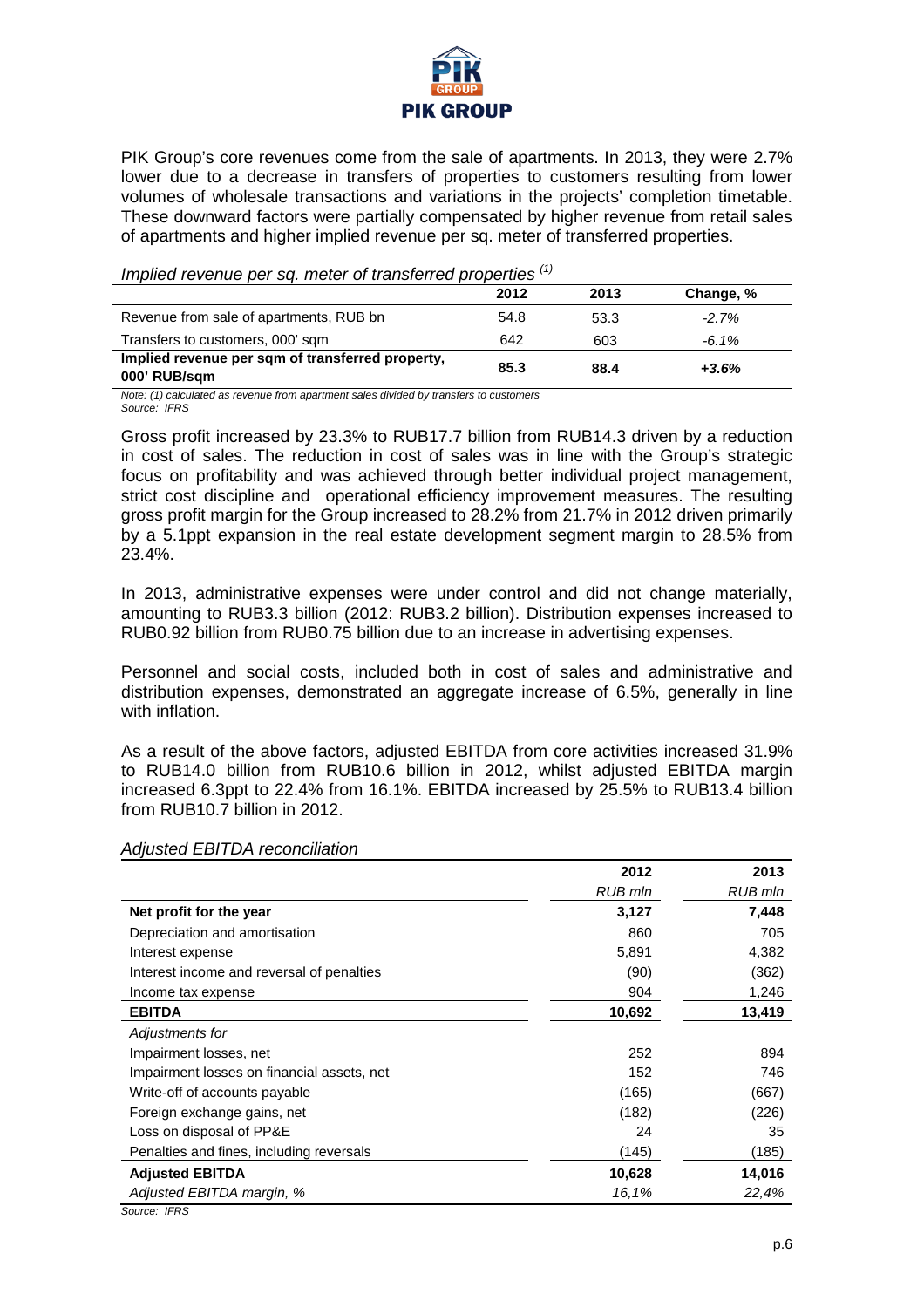PIK Group's core revenues come from the sale of apartments. In 2013, they were 2.7% lower due to a decrease in transfers of properties to customers resulting from lower volumes of wholesale transactions and variations in the projects' completion timetable. These downward factors were partially compensated by higher revenue from retail sales of apartments and higher implied revenue per sq. meter of transferred properties.

*Implied revenue per sq. meter of transferred properties [(1)]*

| | 2012 | 2013 | Change, % |
|---|---|---|---|
| Revenue from sale of apartments, RUB bn | 54.8 | 53.3 | *-2.7%* |
| Transfers to customers, 000' sqm | 642 | 603 | *-6.1%* |
| **Implied revenue per sqm of transferred property, 000' RUB/sqm** | **85.3** | **88.4** | ***+3.6%*** |

*Note: (1) calculated as revenue from apartment sales divided by transfers to customers*
*Source: IFRS*

Gross profit increased by 23.3% to RUB17.7 billion from RUB14.3 driven by a reduction in cost of sales. The reduction in cost of sales was in line with the Group's strategic focus on profitability and was achieved through better individual project management, strict cost discipline and operational efficiency improvement measures. The resulting gross profit margin for the Group increased to 28.2% from 21.7% in 2012 driven primarily by a 5.1ppt expansion in the real estate development segment margin to 28.5% from 23.4%.

In 2013, administrative expenses were under control and did not change materially, amounting to RUB3.3 billion (2012: RUB3.2 billion). Distribution expenses increased to RUB0.92 billion from RUB0.75 billion due to an increase in advertising expenses.

Personnel and social costs, included both in cost of sales and administrative and distribution expenses, demonstrated an aggregate increase of 6.5%, generally in line with inflation.

As a result of the above factors, adjusted EBITDA from core activities increased 31.9% to RUB14.0 billion from RUB10.6 billion in 2012, whilst adjusted EBITDA margin increased 6.3ppt to 22.4% from 16.1%. EBITDA increased by 25.5% to RUB13.4 billion from RUB10.7 billion in 2012.

*Adjusted EBITDA reconciliation*

| | 2012 | 2013 |
|---|---|---|
| | *RUB mln* | *RUB mln* |
| **Net profit for the year** | **3,127** | **7,448** |
| Depreciation and amortisation | 860 | 705 |
| Interest expense | 5,891 | 4,382 |
| Interest income and reversal of penalties | (90) | (362) |
| Income tax expense | 904 | 1,246 |
| **EBITDA** | **10,692** | **13,419** |
| *Adjustments for* | | |
| Impairment losses, net | 252 | 894 |
| Impairment losses on financial assets, net | 152 | 746 |
| Write-off of accounts payable | (165) | (667) |
| Foreign exchange gains, net | (182) | (226) |
| Loss on disposal of PP&E | 24 | 35 |
| Penalties and fines, including reversals | (145) | (185) |
| **Adjusted EBITDA** | **10,628** | **14,016** |
| *Adjusted EBITDA margin, %* | *16,1%* | *22,4%* |

*Source: IFRS*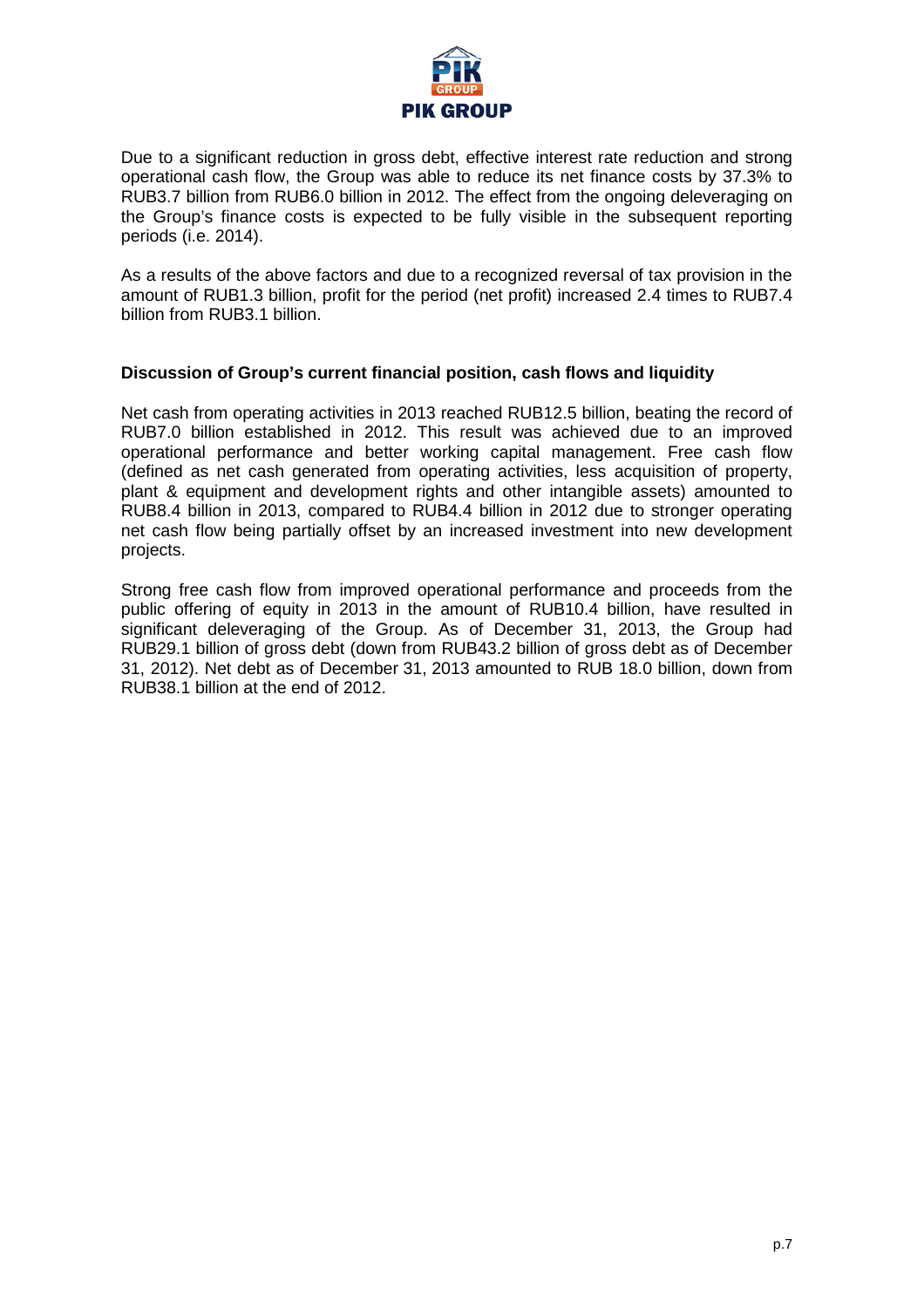Due to a significant reduction in gross debt, effective interest rate reduction and strong operational cash flow, the Group was able to reduce its net finance costs by 37.3% to RUB3.7 billion from RUB6.0 billion in 2012. The effect from the ongoing deleveraging on the Group's finance costs is expected to be fully visible in the subsequent reporting periods (i.e. 2014).

As a results of the above factors and due to a recognized reversal of tax provision in the amount of RUB1.3 billion, profit for the period (net profit) increased 2.4 times to RUB7.4 billion from RUB3.1 billion.

**Discussion of Group's current financial position, cash flows and liquidity**

Net cash from operating activities in 2013 reached RUB12.5 billion, beating the record of RUB7.0 billion established in 2012. This result was achieved due to an improved operational performance and better working capital management. Free cash flow (defined as net cash generated from operating activities, less acquisition of property, plant & equipment and development rights and other intangible assets) amounted to RUB8.4 billion in 2013, compared to RUB4.4 billion in 2012 due to stronger operating net cash flow being partially offset by an increased investment into new development projects.

Strong free cash flow from improved operational performance and proceeds from the public offering of equity in 2013 in the amount of RUB10.4 billion, have resulted in significant deleveraging of the Group. As of December 31, 2013, the Group had RUB29.1 billion of gross debt (down from RUB43.2 billion of gross debt as of December 31, 2012). Net debt as of December 31, 2013 amounted to RUB 18.0 billion, down from RUB38.1 billion at the end of 2012.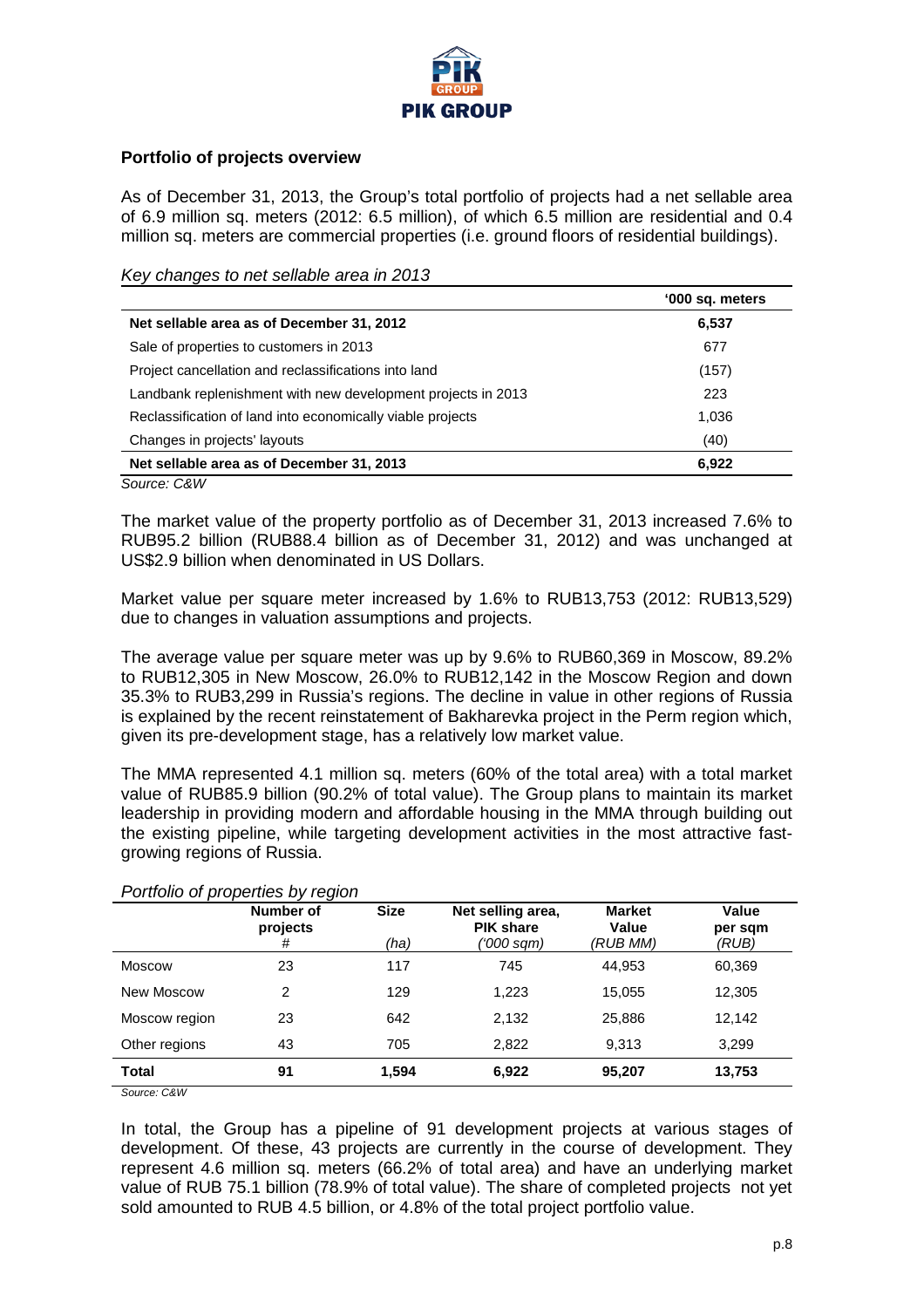## Portfolio of projects overview

As of December 31, 2013, the Group's total portfolio of projects had a net sellable area of 6.9 million sq. meters (2012: 6.5 million), of which 6.5 million are residential and 0.4 million sq. meters are commercial properties (i.e. ground floors of residential buildings).

*Key changes to net sellable area in 2013*

| | '000 sq. meters |
|---|---|
| **Net sellable area as of December 31, 2012** | **6,537** |
| Sale of properties to customers in 2013 | 677 |
| Project cancellation and reclassifications into land | (157) |
| Landbank replenishment with new development projects in 2013 | 223 |
| Reclassification of land into economically viable projects | 1,036 |
| Changes in projects' layouts | (40) |
| **Net sellable area as of December 31, 2013** | **6,922** |

*Source: C&W*

The market value of the property portfolio as of December 31, 2013 increased 7.6% to RUB95.2 billion (RUB88.4 billion as of December 31, 2012) and was unchanged at US$2.9 billion when denominated in US Dollars.

Market value per square meter increased by 1.6% to RUB13,753 (2012: RUB13,529) due to changes in valuation assumptions and projects.

The average value per square meter was up by 9.6% to RUB60,369 in Moscow, 89.2% to RUB12,305 in New Moscow, 26.0% to RUB12,142 in the Moscow Region and down 35.3% to RUB3,299 in Russia's regions. The decline in value in other regions of Russia is explained by the recent reinstatement of Bakharevka project in the Perm region which, given its pre-development stage, has a relatively low market value.

The MMA represented 4.1 million sq. meters (60% of the total area) with a total market value of RUB85.9 billion (90.2% of total value). The Group plans to maintain its market leadership in providing modern and affordable housing in the MMA through building out the existing pipeline, while targeting development activities in the most attractive fast-growing regions of Russia.

*Portfolio of properties by region*

| | Number of projects # | Size (ha) | Net selling area, PIK share ('000 sqm) | Market Value (RUB MM) | Value per sqm (RUB) |
|---|---|---|---|---|---|
| Moscow | 23 | 117 | 745 | 44,953 | 60,369 |
| New Moscow | 2 | 129 | 1,223 | 15,055 | 12,305 |
| Moscow region | 23 | 642 | 2,132 | 25,886 | 12,142 |
| Other regions | 43 | 705 | 2,822 | 9,313 | 3,299 |
| **Total** | **91** | **1,594** | **6,922** | **95,207** | **13,753** |

*Source: C&W*

In total, the Group has a pipeline of 91 development projects at various stages of development. Of these, 43 projects are currently in the course of development. They represent 4.6 million sq. meters (66.2% of total area) and have an underlying market value of RUB 75.1 billion (78.9% of total value). The share of completed projects not yet sold amounted to RUB 4.5 billion, or 4.8% of the total project portfolio value.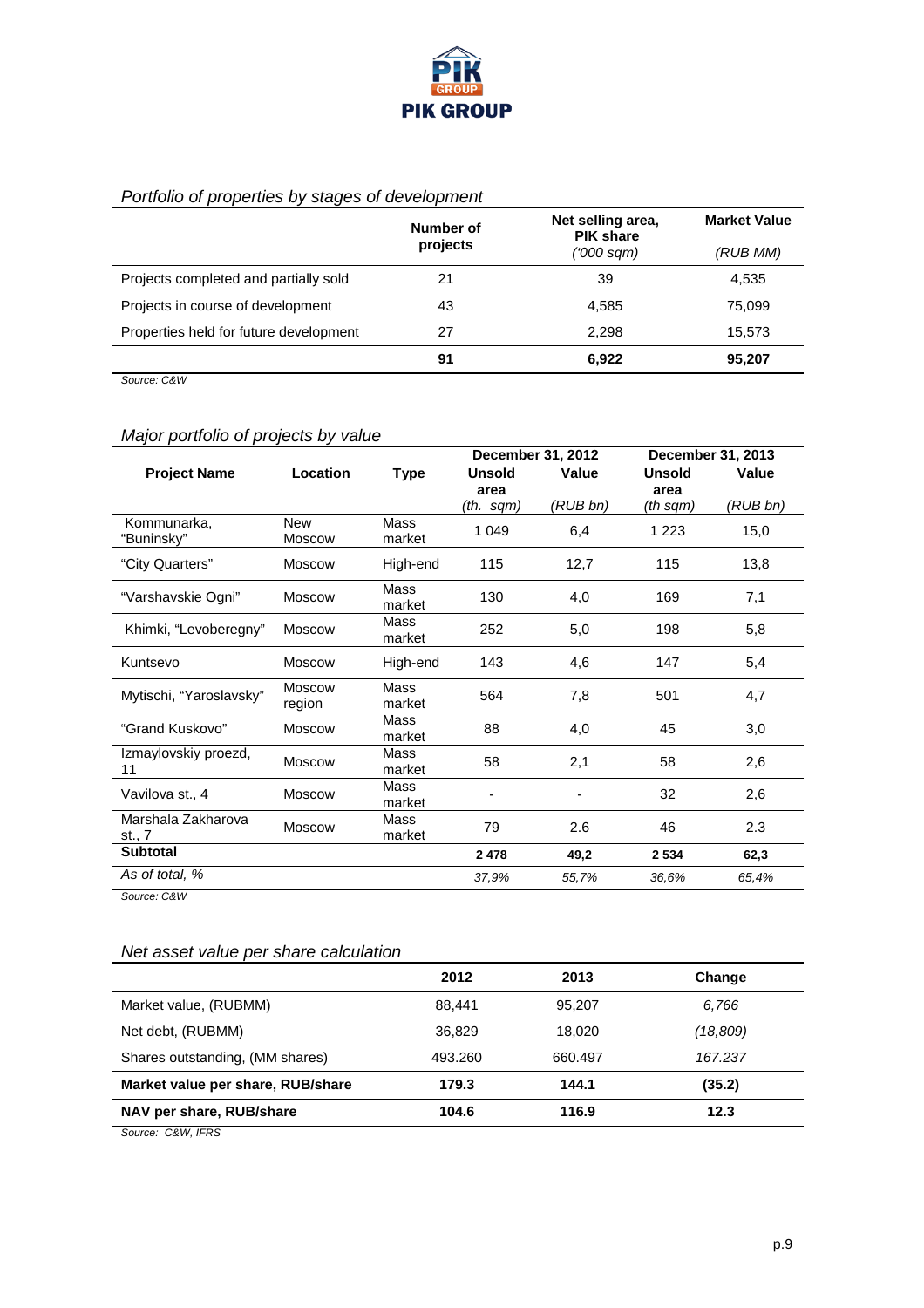PIK GROUP

*Portfolio of properties by stages of development*

| | Number of projects | Net selling area, PIK share *('000 sqm)* | Market Value *(RUB MM)* |
|---|---|---|---|
| Projects completed and partially sold | 21 | 39 | 4,535 |
| Projects in course of development | 43 | 4,585 | 75,099 |
| Properties held for future development | 27 | 2,298 | 15,573 |
| | **91** | **6,922** | **95,207** |

*Source: C&W*

*Major portfolio of projects by value*

| Project Name | Location | Type | December 31, 2012 | | December 31, 2013 | |
|---|---|---|---|---|---|---|
| | | | Unsold area *(th. sqm)* | Value *(RUB bn)* | Unsold area *(th sqm)* | Value *(RUB bn)* |
| Kommunarka, "Buninsky" | New Moscow | Mass market | 1 049 | 6,4 | 1 223 | 15,0 |
| "City Quarters" | Moscow | High-end | 115 | 12,7 | 115 | 13,8 |
| "Varshavskie Ogni" | Moscow | Mass market | 130 | 4,0 | 169 | 7,1 |
| Khimki, "Levoberegny" | Moscow | Mass market | 252 | 5,0 | 198 | 5,8 |
| Kuntsevo | Moscow | High-end | 143 | 4,6 | 147 | 5,4 |
| Mytischi, "Yaroslavsky" | Moscow region | Mass market | 564 | 7,8 | 501 | 4,7 |
| "Grand Kuskovo" | Moscow | Mass market | 88 | 4,0 | 45 | 3,0 |
| Izmaylovskiy proezd, 11 | Moscow | Mass market | 58 | 2,1 | 58 | 2,6 |
| Vavilova st., 4 | Moscow | Mass market | - | - | 32 | 2,6 |
| Marshala Zakharova st., 7 | Moscow | Mass market | 79 | 2.6 | 46 | 2.3 |
| **Subtotal** | | | **2 478** | **49,2** | **2 534** | **62,3** |
| *As of total, %* | | | *37,9%* | *55,7%* | *36,6%* | *65,4%* |

*Source: C&W*

*Net asset value per share calculation*

| | 2012 | 2013 | Change |
|---|---|---|---|
| Market value, (RUBMM) | 88,441 | 95,207 | *6,766* |
| Net debt, (RUBMM) | 36,829 | 18,020 | *(18,809)* |
| Shares outstanding, (MM shares) | 493.260 | 660.497 | *167.237* |
| **Market value per share, RUB/share** | **179.3** | **144.1** | **(35.2)** |
| **NAV per share, RUB/share** | **104.6** | **116.9** | **12.3** |

*Source: C&W, IFRS*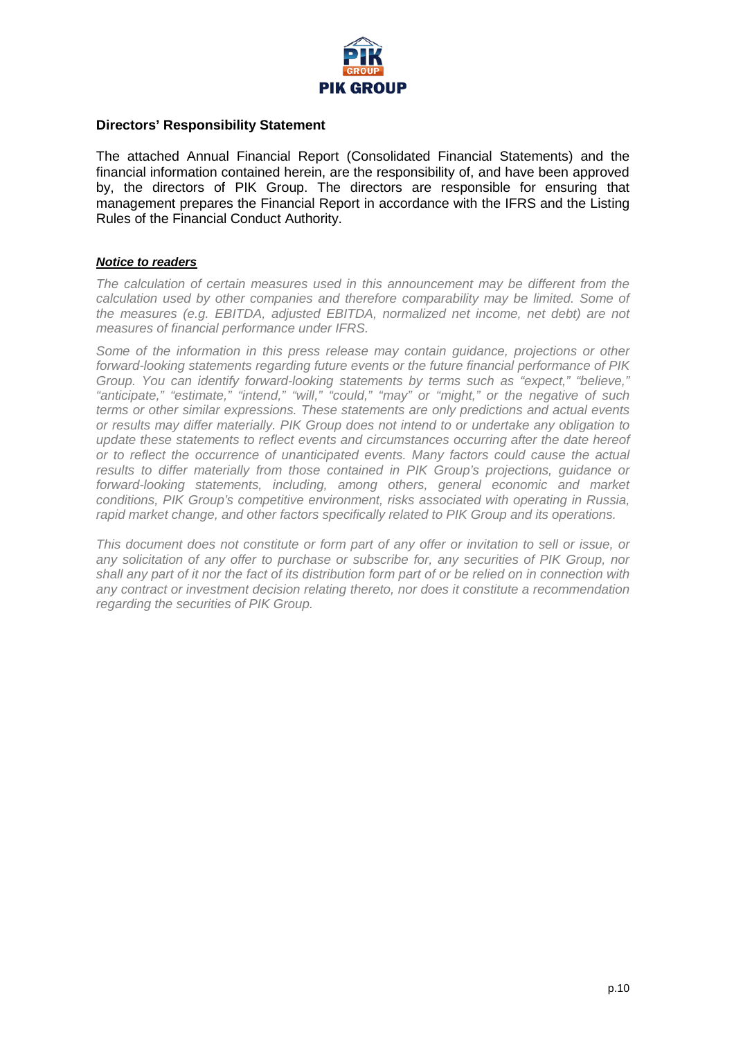## Directors' Responsibility Statement

The attached Annual Financial Report (Consolidated Financial Statements) and the financial information contained herein, are the responsibility of, and have been approved by, the directors of PIK Group. The directors are responsible for ensuring that management prepares the Financial Report in accordance with the IFRS and the Listing Rules of the Financial Conduct Authority.

***Notice to readers***

*The calculation of certain measures used in this announcement may be different from the calculation used by other companies and therefore comparability may be limited. Some of the measures (e.g. EBITDA, adjusted EBITDA, normalized net income, net debt) are not measures of financial performance under IFRS.*

*Some of the information in this press release may contain guidance, projections or other forward-looking statements regarding future events or the future financial performance of PIK Group. You can identify forward-looking statements by terms such as "expect," "believe," "anticipate," "estimate," "intend," "will," "could," "may" or "might," or the negative of such terms or other similar expressions. These statements are only predictions and actual events or results may differ materially. PIK Group does not intend to or undertake any obligation to update these statements to reflect events and circumstances occurring after the date hereof or to reflect the occurrence of unanticipated events. Many factors could cause the actual results to differ materially from those contained in PIK Group's projections, guidance or forward-looking statements, including, among others, general economic and market conditions, PIK Group's competitive environment, risks associated with operating in Russia, rapid market change, and other factors specifically related to PIK Group and its operations.*

*This document does not constitute or form part of any offer or invitation to sell or issue, or any solicitation of any offer to purchase or subscribe for, any securities of PIK Group, nor shall any part of it nor the fact of its distribution form part of or be relied on in connection with any contract or investment decision relating thereto, nor does it constitute a recommendation regarding the securities of PIK Group.*